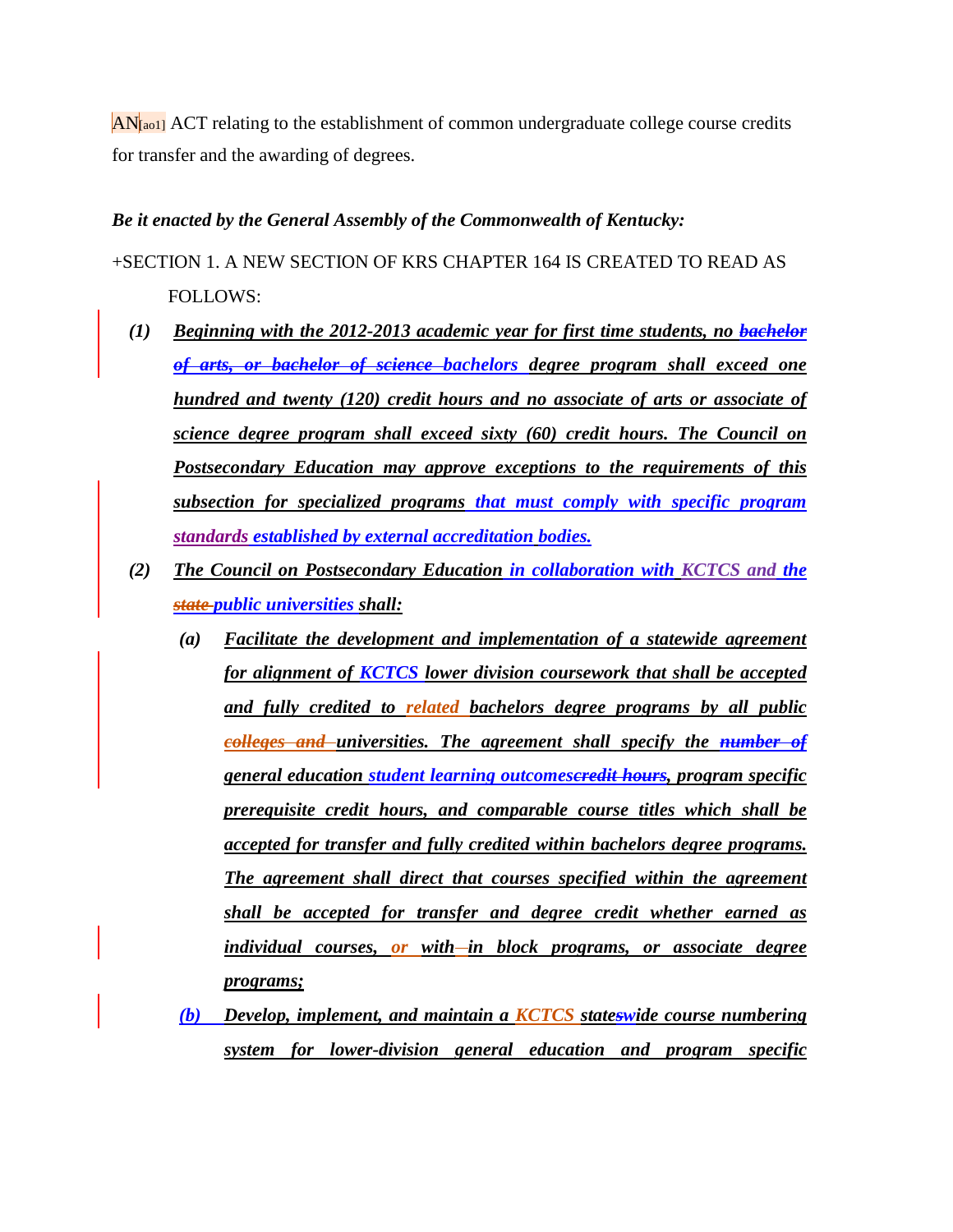AN[ao1] ACT relating to the establishment of common undergraduate college course credits for transfer and the awarding of degrees.

***Be it enacted by the General Assembly of the Commonwealth of Kentucky:***

+SECTION 1. A NEW SECTION OF KRS CHAPTER 164 IS CREATED TO READ AS FOLLOWS:

*(1)* ***Beginning with the 2012-2013 academic year for first time students, no ~~bachelor of arts, or bachelor of science~~ bachelors degree program shall exceed one hundred and twenty (120) credit hours and no associate of arts or associate of science degree program shall exceed sixty (60) credit hours. The Council on Postsecondary Education may approve exceptions to the requirements of this subsection for specialized programs that must comply with specific program standards established by external accreditation bodies.***

*(2)* ***The Council on Postsecondary Education in collaboration with KCTCS and the ~~state~~ public universities shall:***

*(a)* ***Facilitate the development and implementation of a statewide agreement for alignment of KCTCS lower division coursework that shall be accepted and fully credited to related bachelors degree programs by all public ~~colleges and~~ universities. The agreement shall specify the ~~number of~~ general education student learning outcomes~~credit hours~~, program specific prerequisite credit hours, and comparable course titles which shall be accepted for transfer and fully credited within bachelors degree programs. The agreement shall direct that courses specified within the agreement shall be accepted for transfer and degree credit whether earned as individual courses, or with~~-~~in block programs, or associate degree programs;***

*(b)* ***Develop, implement, and maintain a KCTCS state~~s~~wide course numbering system for lower-division general education and program specific***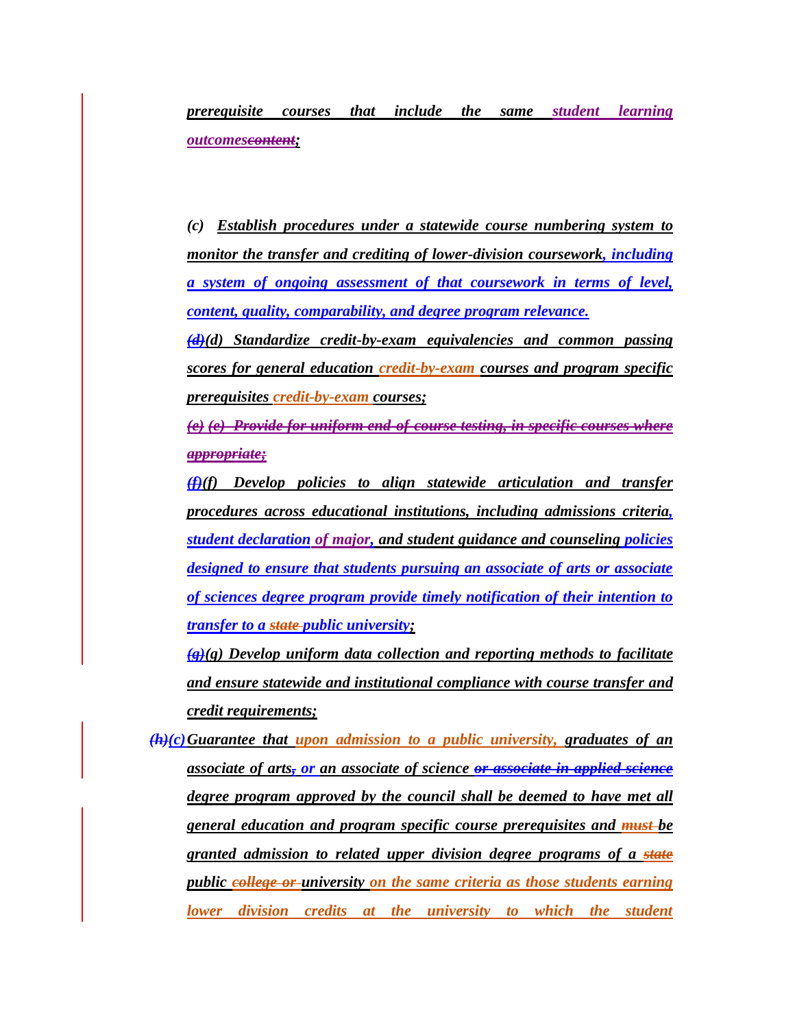*prerequisite courses that include the same student learning outcomes~~content~~;*

*(c) Establish procedures under a statewide course numbering system to monitor the transfer and crediting of lower-division coursework, including a system of ongoing assessment of that coursework in terms of level, content, quality, comparability, and degree program relevance.*

*~~(d)~~(d) Standardize credit-by-exam equivalencies and common passing scores for general education credit-by-exam courses and program specific prerequisites credit-by-exam courses;*

*~~(e) (e) Provide for uniform end-of-course testing, in specific courses where appropriate;~~*

*~~(f)~~(f) Develop policies to align statewide articulation and transfer procedures across educational institutions, including admissions criteria, student declaration of major, and student guidance and counseling policies designed to ensure that students pursuing an associate of arts or associate of sciences degree program provide timely notification of their intention to transfer to a ~~state~~ public university;*

*~~(g)~~(g) Develop uniform data collection and reporting methods to facilitate and ensure statewide and institutional compliance with course transfer and credit requirements;*

*~~(h)~~(c) Guarantee that upon admission to a public university, graduates of an associate of arts~~,~~ or an associate of science ~~or associate in applied science~~ degree program approved by the council shall be deemed to have met all general education and program specific course prerequisites and ~~must~~ be granted admission to related upper division degree programs of a ~~state~~ public ~~college or~~ university on the same criteria as those students earning lower division credits at the university to which the student*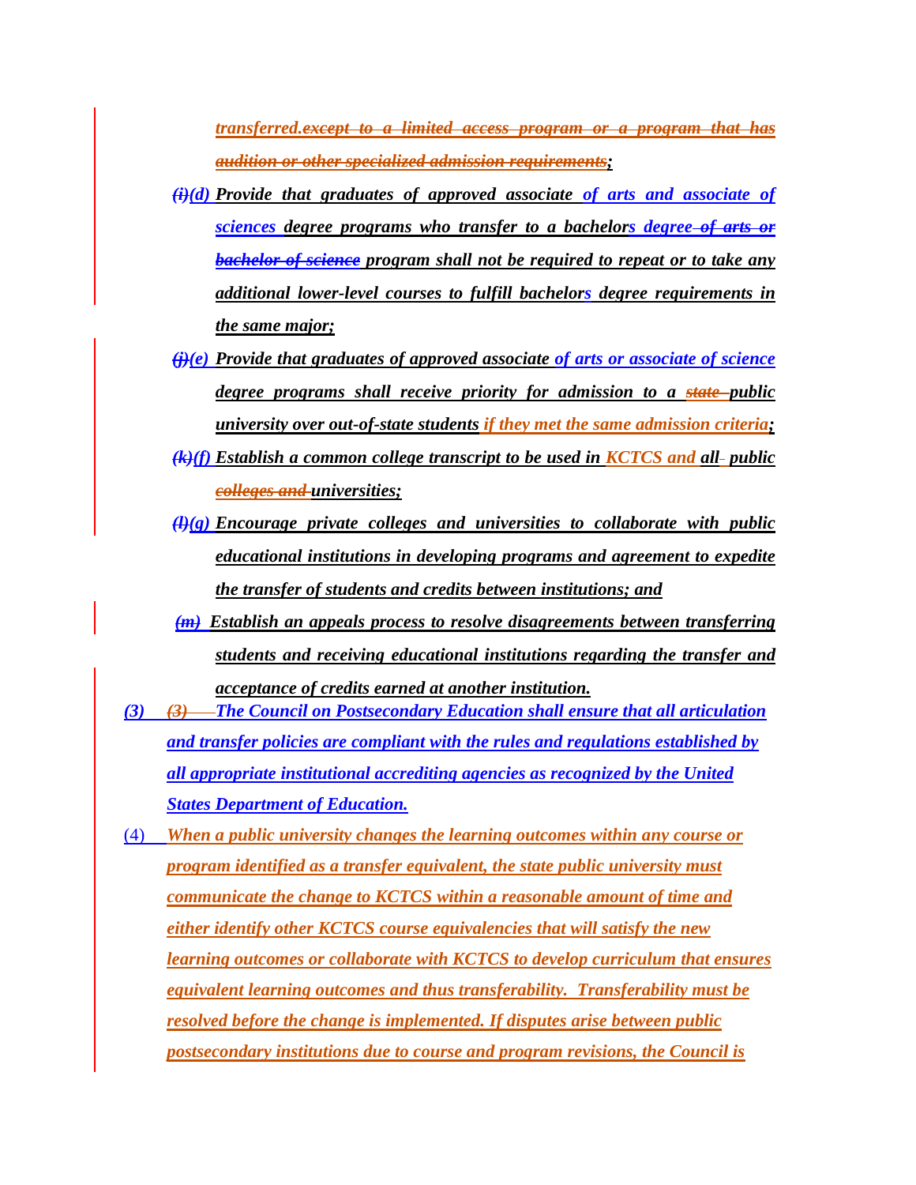*transferred.~~except to a limited access program or a program that has audition or other specialized admission requirements~~;*

*~~(i)~~(d) Provide that graduates of approved associate of arts and associate of sciences degree programs who transfer to a bachelors degree ~~of arts or bachelor of science~~ program shall not be required to repeat or to take any additional lower-level courses to fulfill bachelors degree requirements in the same major;*

*~~(j)~~(e) Provide that graduates of approved associate of arts or associate of science degree programs shall receive priority for admission to a ~~state~~ public university over out-of-state students if they met the same admission criteria;*

*~~(k)~~(f) Establish a common college transcript to be used in KCTCS and all public ~~colleges and~~ universities;*

*~~(l)~~(g) Encourage private colleges and universities to collaborate with public educational institutions in developing programs and agreement to expedite the transfer of students and credits between institutions; and*

*~~(m)~~ Establish an appeals process to resolve disagreements between transferring students and receiving educational institutions regarding the transfer and acceptance of credits earned at another institution.*

*(3) ~~(3)~~ The Council on Postsecondary Education shall ensure that all articulation and transfer policies are compliant with the rules and regulations established by all appropriate institutional accrediting agencies as recognized by the United States Department of Education.*

(4) *When a public university changes the learning outcomes within any course or program identified as a transfer equivalent, the state public university must communicate the change to KCTCS within a reasonable amount of time and either identify other KCTCS course equivalencies that will satisfy the new learning outcomes or collaborate with KCTCS to develop curriculum that ensures equivalent learning outcomes and thus transferability. Transferability must be resolved before the change is implemented. If disputes arise between public postsecondary institutions due to course and program revisions, the Council is*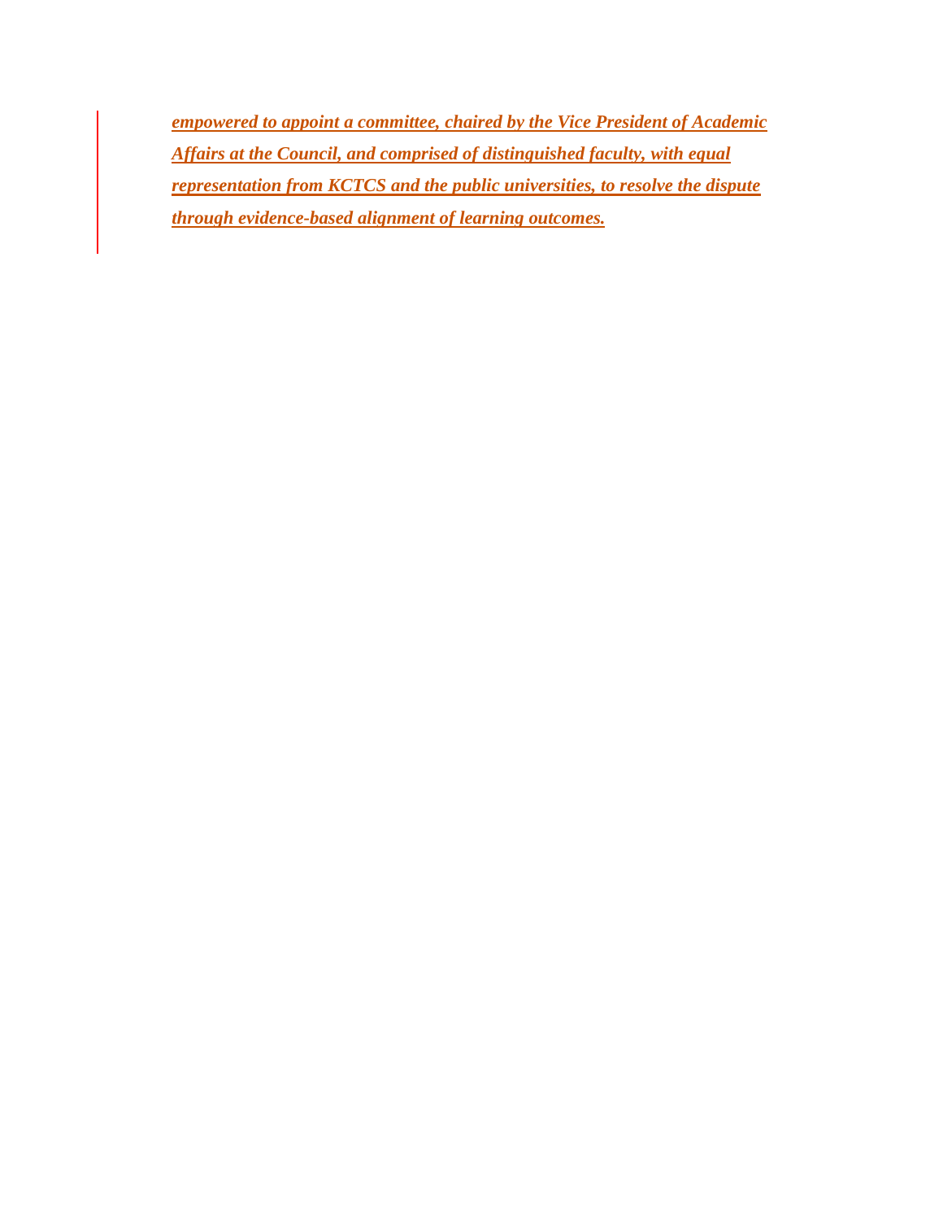***empowered to appoint a committee, chaired by the Vice President of Academic Affairs at the Council, and comprised of distinguished faculty, with equal representation from KCTCS and the public universities, to resolve the dispute through evidence-based alignment of learning outcomes.***